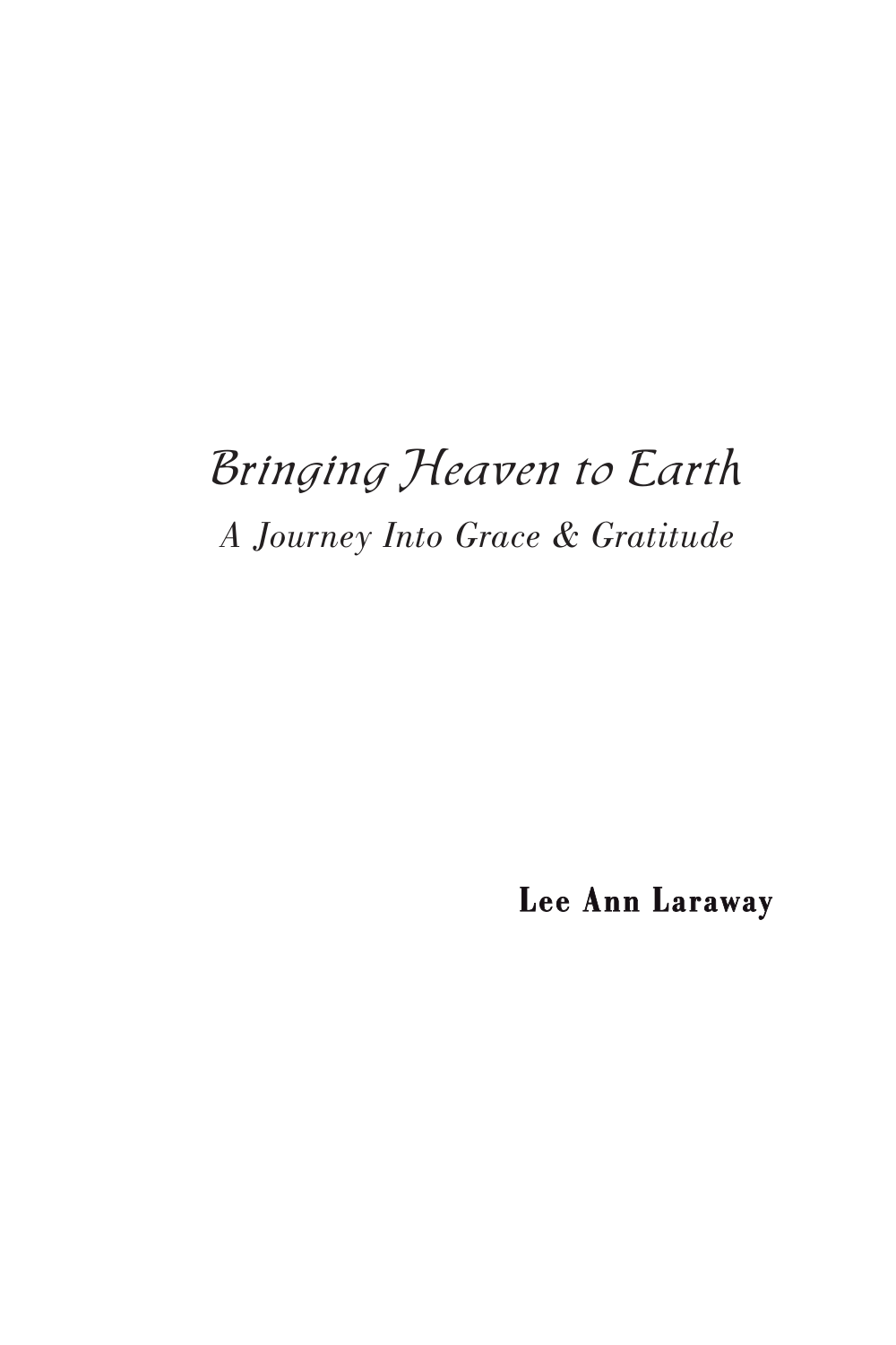# *Bringing Heaven to Earth*

*A Journey Into Grace & Gratitude*

**Lee Ann Laraway**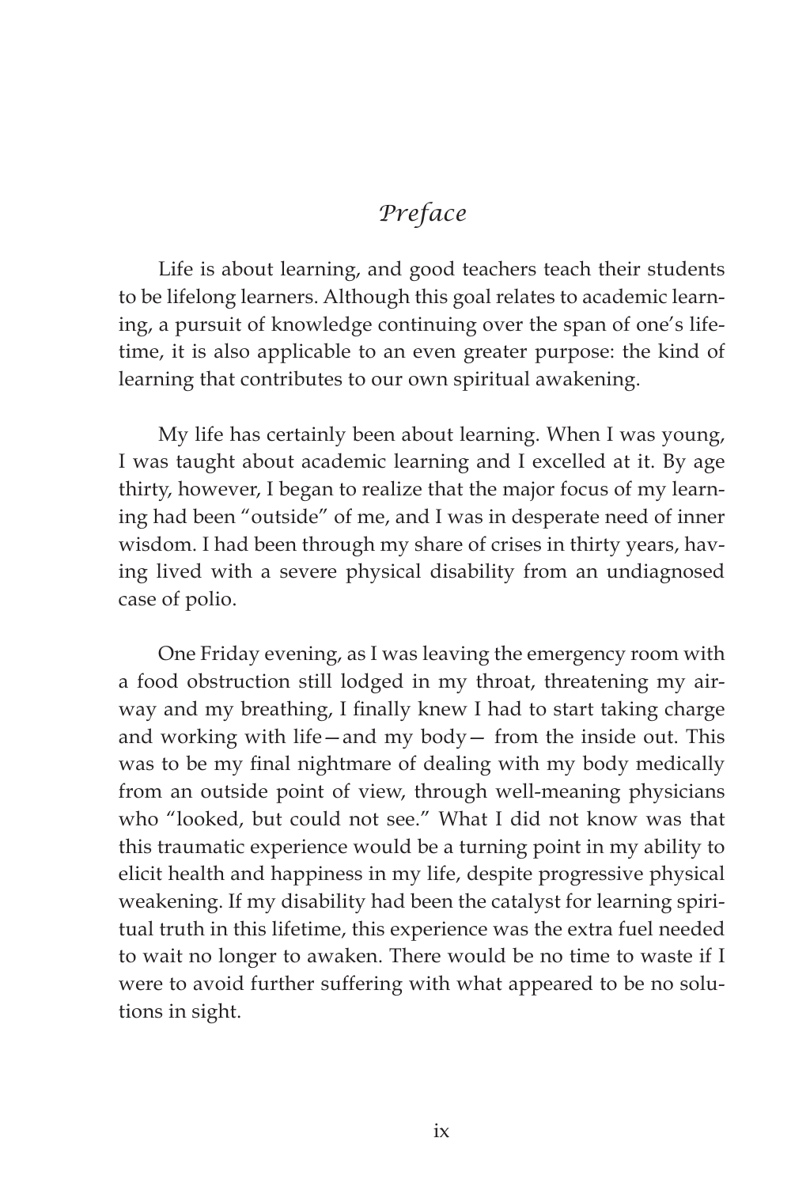# *Preface*

Life is about learning, and good teachers teach their students to be lifelong learners. Although this goal relates to academic learning, a pursuit of knowledge continuing over the span of one's lifetime, it is also applicable to an even greater purpose: the kind of learning that contributes to our own spiritual awakening.

My life has certainly been about learning. When I was young, I was taught about academic learning and I excelled at it. By age thirty, however, I began to realize that the major focus of my learning had been "outside" of me, and I was in desperate need of inner wisdom. I had been through my share of crises in thirty years, having lived with a severe physical disability from an undiagnosed case of polio.

One Friday evening, as I was leaving the emergency room with a food obstruction still lodged in my throat, threatening my airway and my breathing, I finally knew I had to start taking charge and working with life—and my body— from the inside out. This was to be my final nightmare of dealing with my body medically from an outside point of view, through well-meaning physicians who "looked, but could not see." What I did not know was that this traumatic experience would be a turning point in my ability to elicit health and happiness in my life, despite progressive physical weakening. If my disability had been the catalyst for learning spiritual truth in this lifetime, this experience was the extra fuel needed to wait no longer to awaken. There would be no time to waste if I were to avoid further suffering with what appeared to be no solutions in sight.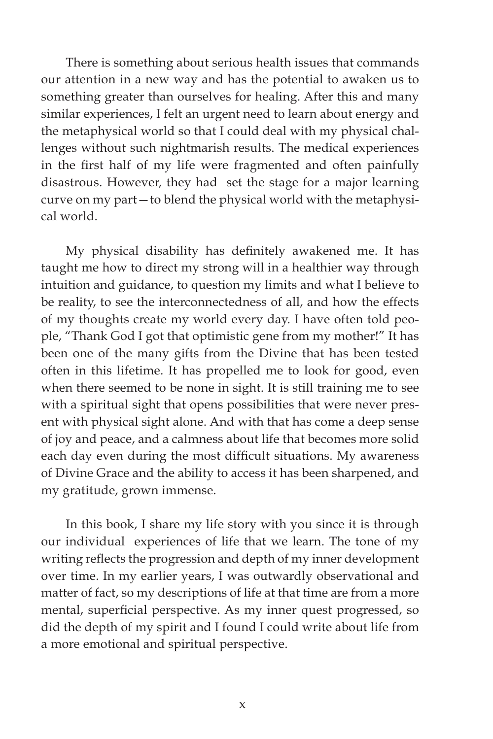There is something about serious health issues that commands our attention in a new way and has the potential to awaken us to something greater than ourselves for healing. After this and many similar experiences, I felt an urgent need to learn about energy and the metaphysical world so that I could deal with my physical challenges without such nightmarish results. The medical experiences in the first half of my life were fragmented and often painfully disastrous. However, they had set the stage for a major learning curve on my part—to blend the physical world with the metaphysical world.

My physical disability has definitely awakened me. It has taught me how to direct my strong will in a healthier way through intuition and guidance, to question my limits and what I believe to be reality, to see the interconnectedness of all, and how the effects of my thoughts create my world every day. I have often told people, "Thank God I got that optimistic gene from my mother!" It has been one of the many gifts from the Divine that has been tested often in this lifetime. It has propelled me to look for good, even when there seemed to be none in sight. It is still training me to see with a spiritual sight that opens possibilities that were never present with physical sight alone. And with that has come a deep sense of joy and peace, and a calmness about life that becomes more solid each day even during the most difficult situations. My awareness of Divine Grace and the ability to access it has been sharpened, and my gratitude, grown immense.

In this book, I share my life story with you since it is through our individual experiences of life that we learn. The tone of my writing reflects the progression and depth of my inner development over time. In my earlier years, I was outwardly observational and matter of fact, so my descriptions of life at that time are from a more mental, superficial perspective. As my inner quest progressed, so did the depth of my spirit and I found I could write about life from a more emotional and spiritual perspective.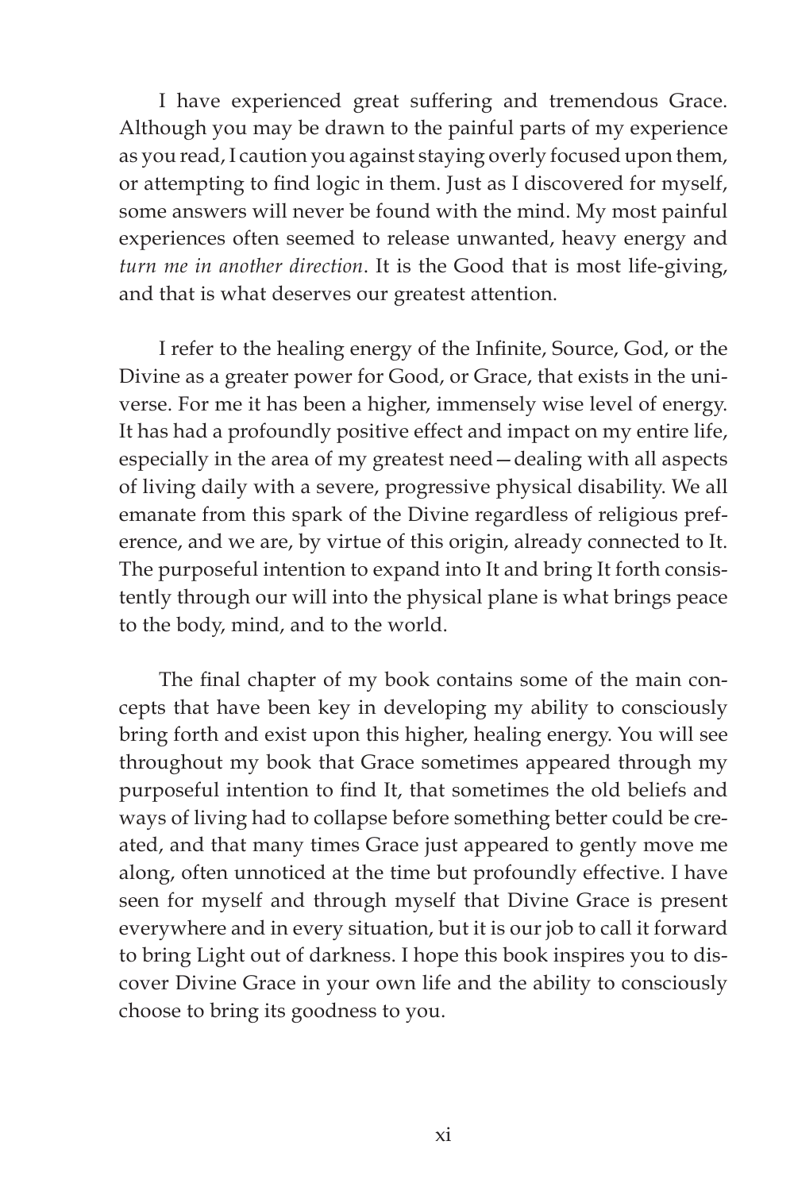I have experienced great suffering and tremendous Grace. Although you may be drawn to the painful parts of my experience as you read, I caution you against staying overly focused upon them, or attempting to find logic in them. Just as I discovered for myself, some answers will never be found with the mind. My most painful experiences often seemed to release unwanted, heavy energy and *turn me in another direction*. It is the Good that is most life-giving, and that is what deserves our greatest attention.

I refer to the healing energy of the Infinite, Source, God, or the Divine as a greater power for Good, or Grace, that exists in the universe. For me it has been a higher, immensely wise level of energy. It has had a profoundly positive effect and impact on my entire life, especially in the area of my greatest need—dealing with all aspects of living daily with a severe, progressive physical disability. We all emanate from this spark of the Divine regardless of religious preference, and we are, by virtue of this origin, already connected to It. The purposeful intention to expand into It and bring It forth consistently through our will into the physical plane is what brings peace to the body, mind, and to the world.

The final chapter of my book contains some of the main concepts that have been key in developing my ability to consciously bring forth and exist upon this higher, healing energy. You will see throughout my book that Grace sometimes appeared through my purposeful intention to find It, that sometimes the old beliefs and ways of living had to collapse before something better could be created, and that many times Grace just appeared to gently move me along, often unnoticed at the time but profoundly effective. I have seen for myself and through myself that Divine Grace is present everywhere and in every situation, but it is our job to call it forward to bring Light out of darkness. I hope this book inspires you to discover Divine Grace in your own life and the ability to consciously choose to bring its goodness to you.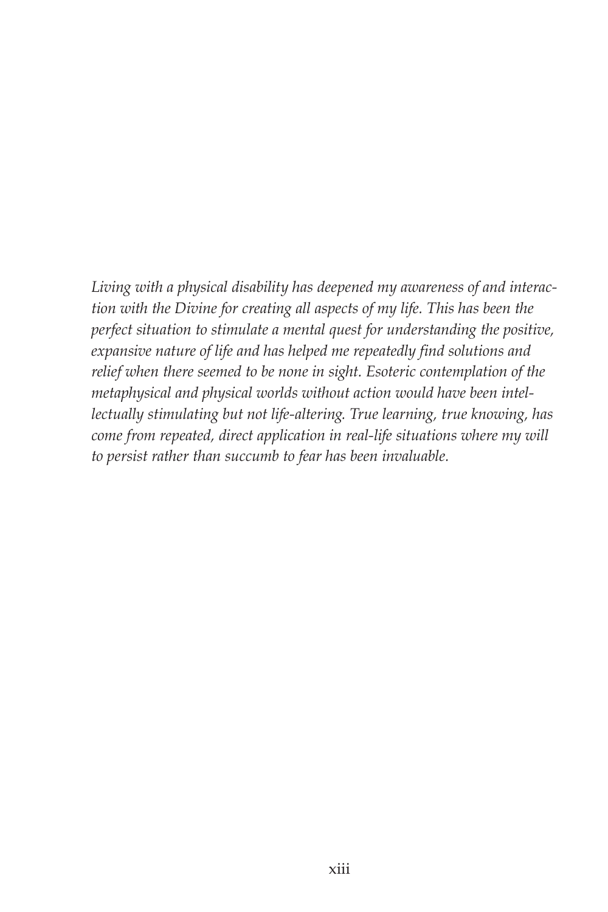*Living with a physical disability has deepened my awareness of and interaction with the Divine for creating all aspects of my life. This has been the perfect situation to stimulate a mental quest for understanding the positive, expansive nature of life and has helped me repeatedly find solutions and relief when there seemed to be none in sight. Esoteric contemplation of the metaphysical and physical worlds without action would have been intellectually stimulating but not life-altering. True learning, true knowing, has come from repeated, direct application in real-life situations where my will to persist rather than succumb to fear has been invaluable.*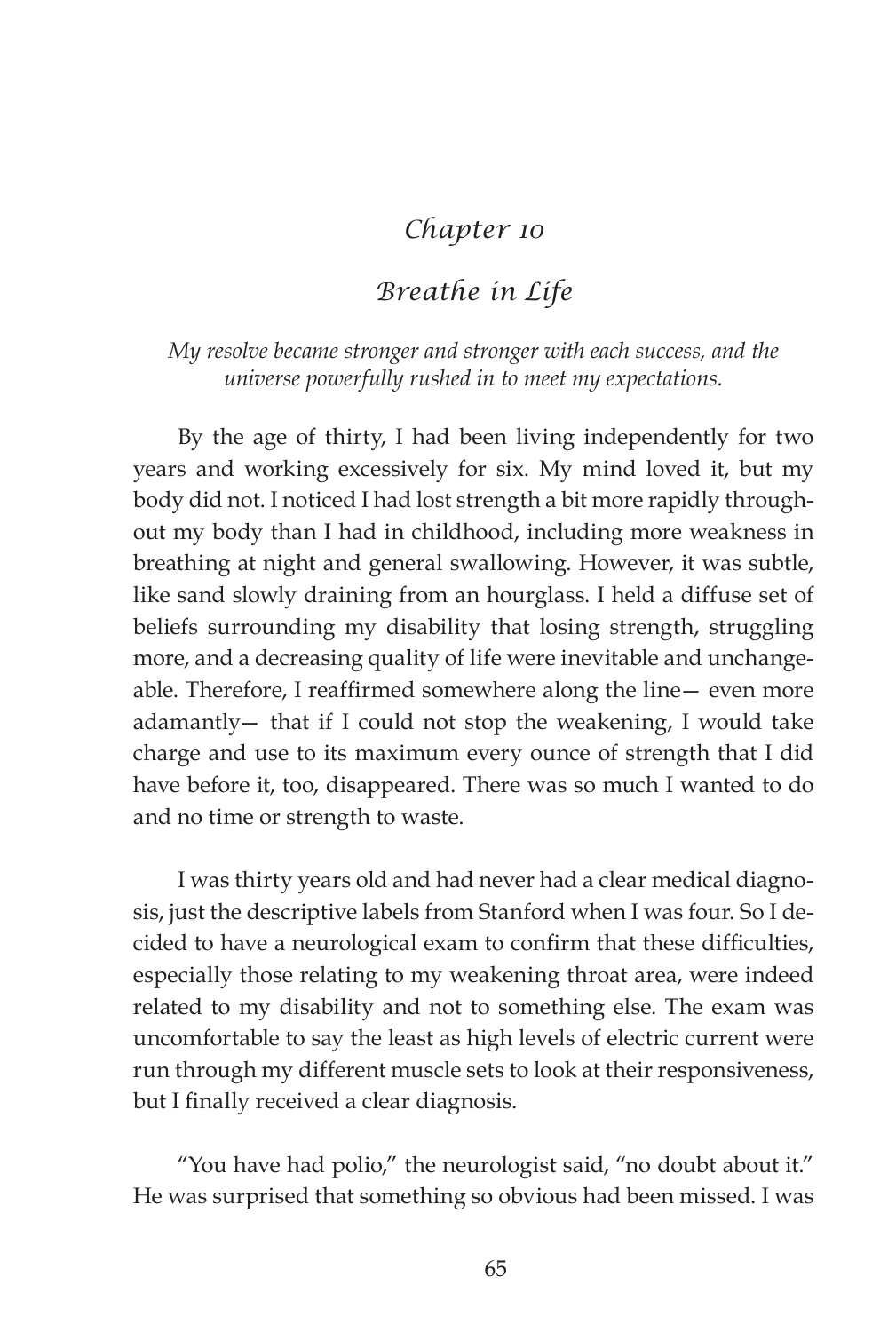# *Chapter 10*

## *Breathe in Life*

*My resolve became stronger and stronger with each success, and the universe powerfully rushed in to meet my expectations.*

By the age of thirty, I had been living independently for two years and working excessively for six. My mind loved it, but my body did not. I noticed I had lost strength a bit more rapidly throughout my body than I had in childhood, including more weakness in breathing at night and general swallowing. However, it was subtle, like sand slowly draining from an hourglass. I held a diffuse set of beliefs surrounding my disability that losing strength, struggling more, and a decreasing quality of life were inevitable and unchangeable. Therefore, I reaffirmed somewhere along the line— even more adamantly— that if I could not stop the weakening, I would take charge and use to its maximum every ounce of strength that I did have before it, too, disappeared. There was so much I wanted to do and no time or strength to waste.

I was thirty years old and had never had a clear medical diagnosis, just the descriptive labels from Stanford when I was four. So I decided to have a neurological exam to confirm that these difficulties, especially those relating to my weakening throat area, were indeed related to my disability and not to something else. The exam was uncomfortable to say the least as high levels of electric current were run through my different muscle sets to look at their responsiveness, but I finally received a clear diagnosis.

"You have had polio," the neurologist said, "no doubt about it." He was surprised that something so obvious had been missed. I was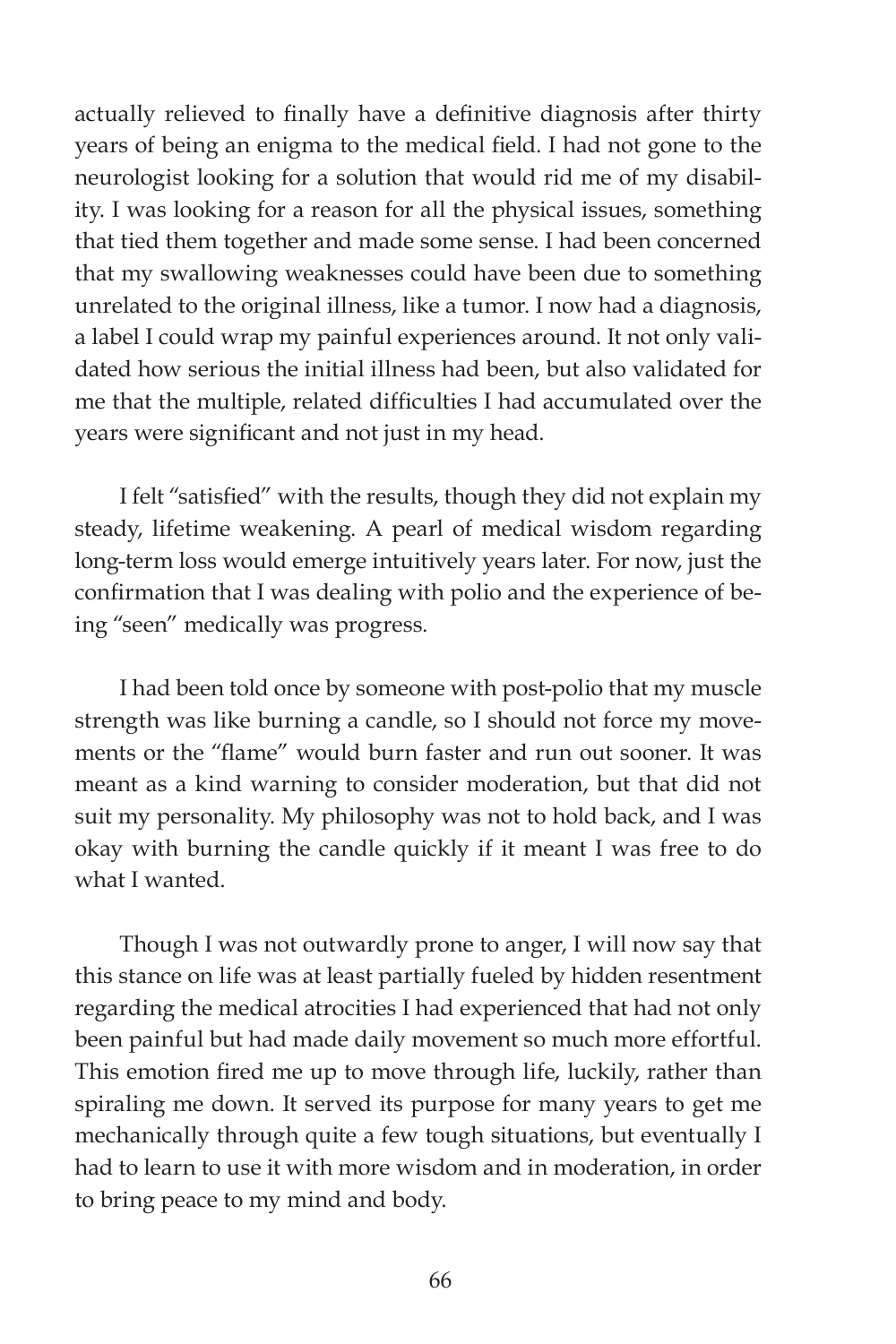actually relieved to finally have a definitive diagnosis after thirty years of being an enigma to the medical field. I had not gone to the neurologist looking for a solution that would rid me of my disability. I was looking for a reason for all the physical issues, something that tied them together and made some sense. I had been concerned that my swallowing weaknesses could have been due to something unrelated to the original illness, like a tumor. I now had a diagnosis, a label I could wrap my painful experiences around. It not only validated how serious the initial illness had been, but also validated for me that the multiple, related difficulties I had accumulated over the years were significant and not just in my head.

I felt "satisfied" with the results, though they did not explain my steady, lifetime weakening. A pearl of medical wisdom regarding long-term loss would emerge intuitively years later. For now, just the confirmation that I was dealing with polio and the experience of being "seen" medically was progress.

I had been told once by someone with post-polio that my muscle strength was like burning a candle, so I should not force my movements or the "flame" would burn faster and run out sooner. It was meant as a kind warning to consider moderation, but that did not suit my personality. My philosophy was not to hold back, and I was okay with burning the candle quickly if it meant I was free to do what I wanted.

Though I was not outwardly prone to anger, I will now say that this stance on life was at least partially fueled by hidden resentment regarding the medical atrocities I had experienced that had not only been painful but had made daily movement so much more effortful. This emotion fired me up to move through life, luckily, rather than spiraling me down. It served its purpose for many years to get me mechanically through quite a few tough situations, but eventually I had to learn to use it with more wisdom and in moderation, in order to bring peace to my mind and body.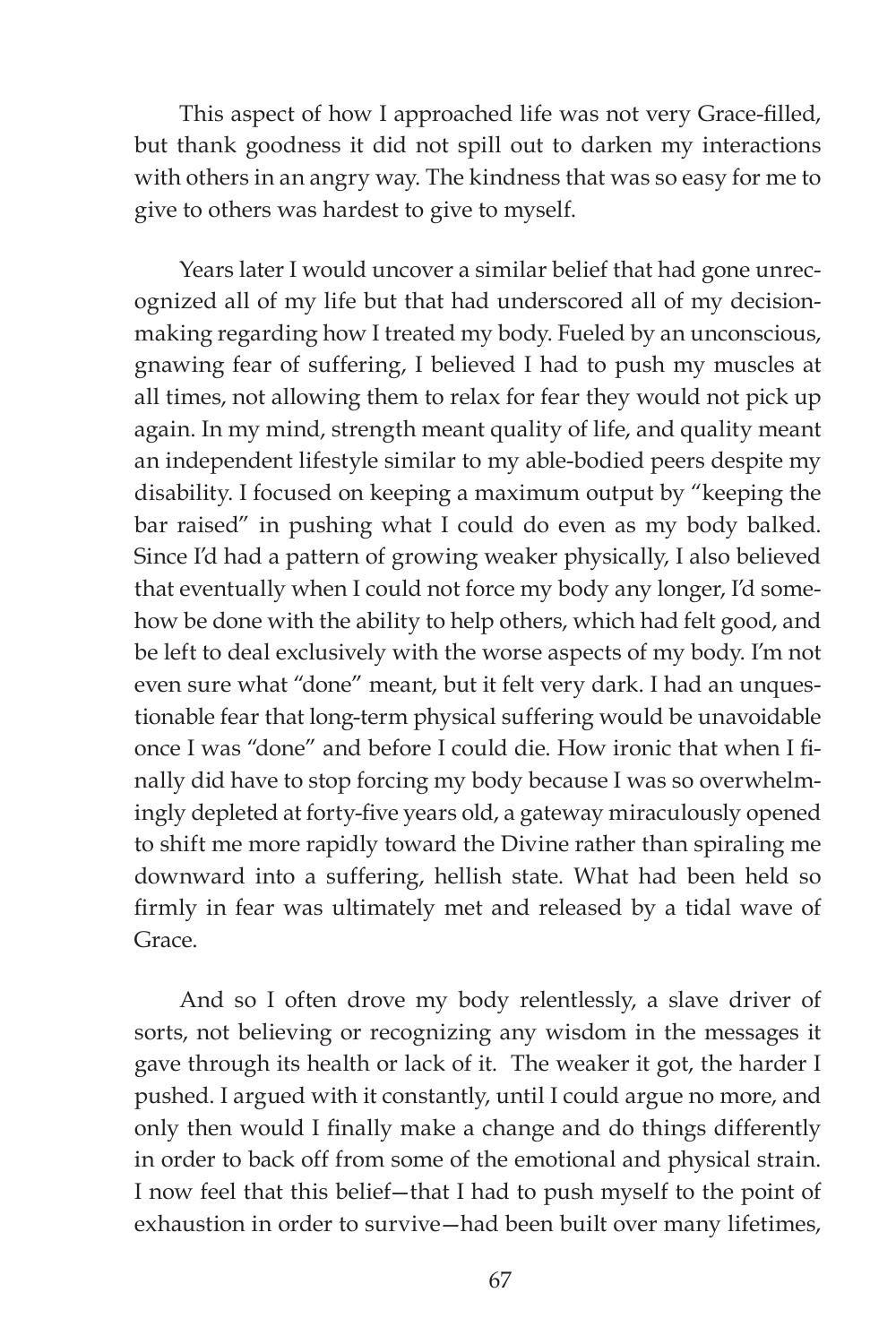This aspect of how I approached life was not very Grace-filled, but thank goodness it did not spill out to darken my interactions with others in an angry way. The kindness that was so easy for me to give to others was hardest to give to myself.

Years later I would uncover a similar belief that had gone unrecognized all of my life but that had underscored all of my decision-making regarding how I treated my body. Fueled by an unconscious, gnawing fear of suffering, I believed I had to push my muscles at all times, not allowing them to relax for fear they would not pick up again. In my mind, strength meant quality of life, and quality meant an independent lifestyle similar to my able-bodied peers despite my disability. I focused on keeping a maximum output by "keeping the bar raised" in pushing what I could do even as my body balked. Since I'd had a pattern of growing weaker physically, I also believed that eventually when I could not force my body any longer, I'd somehow be done with the ability to help others, which had felt good, and be left to deal exclusively with the worse aspects of my body. I'm not even sure what "done" meant, but it felt very dark. I had an unquestionable fear that long-term physical suffering would be unavoidable once I was "done" and before I could die. How ironic that when I finally did have to stop forcing my body because I was so overwhelmingly depleted at forty-five years old, a gateway miraculously opened to shift me more rapidly toward the Divine rather than spiraling me downward into a suffering, hellish state. What had been held so firmly in fear was ultimately met and released by a tidal wave of Grace.

And so I often drove my body relentlessly, a slave driver of sorts, not believing or recognizing any wisdom in the messages it gave through its health or lack of it. The weaker it got, the harder I pushed. I argued with it constantly, until I could argue no more, and only then would I finally make a change and do things differently in order to back off from some of the emotional and physical strain. I now feel that this belief—that I had to push myself to the point of exhaustion in order to survive—had been built over many lifetimes,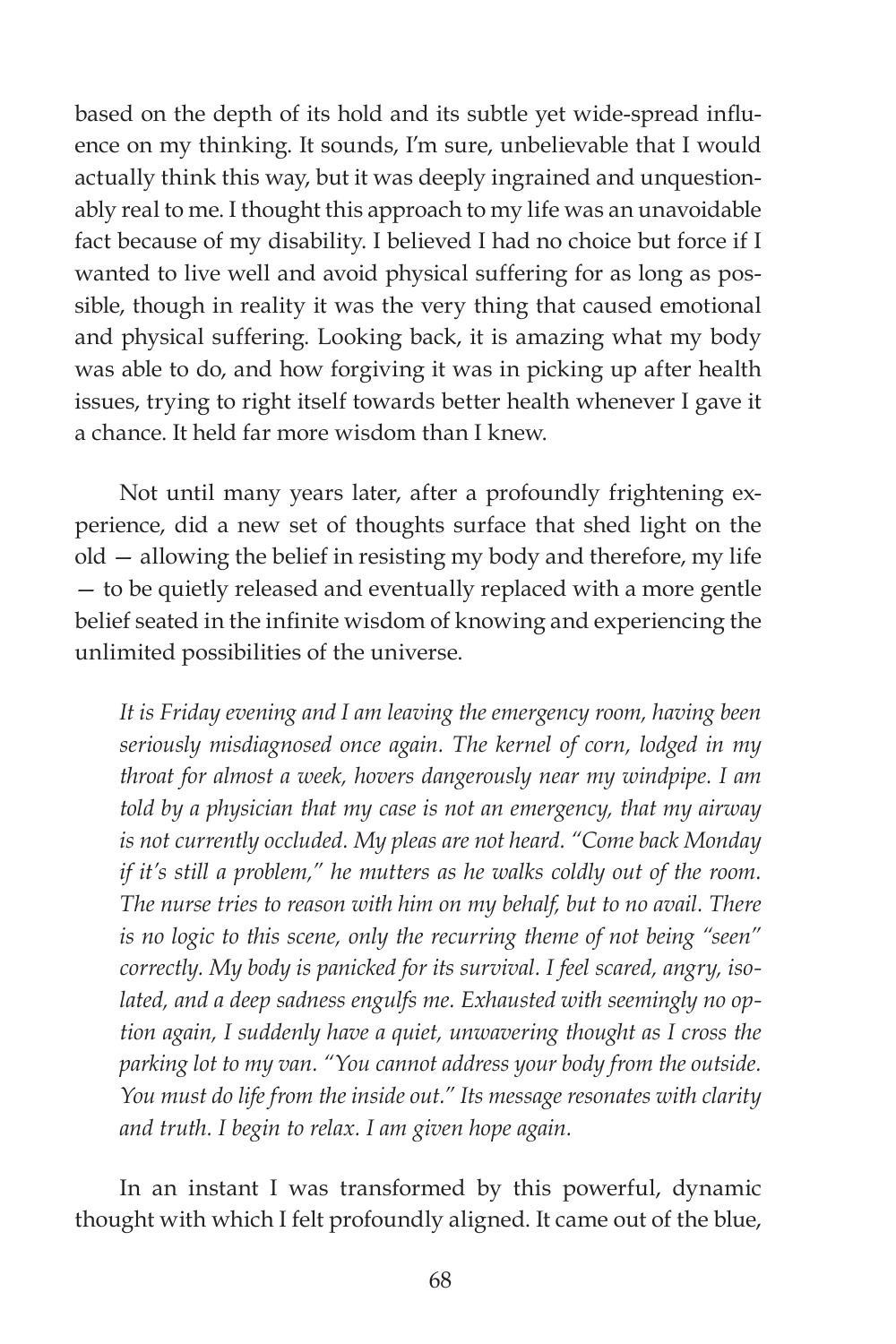based on the depth of its hold and its subtle yet wide-spread influence on my thinking. It sounds, I'm sure, unbelievable that I would actually think this way, but it was deeply ingrained and unquestionably real to me. I thought this approach to my life was an unavoidable fact because of my disability. I believed I had no choice but force if I wanted to live well and avoid physical suffering for as long as possible, though in reality it was the very thing that caused emotional and physical suffering. Looking back, it is amazing what my body was able to do, and how forgiving it was in picking up after health issues, trying to right itself towards better health whenever I gave it a chance. It held far more wisdom than I knew.

Not until many years later, after a profoundly frightening experience, did a new set of thoughts surface that shed light on the old — allowing the belief in resisting my body and therefore, my life — to be quietly released and eventually replaced with a more gentle belief seated in the infinite wisdom of knowing and experiencing the unlimited possibilities of the universe.

*It is Friday evening and I am leaving the emergency room, having been seriously misdiagnosed once again. The kernel of corn, lodged in my throat for almost a week, hovers dangerously near my windpipe. I am told by a physician that my case is not an emergency, that my airway is not currently occluded. My pleas are not heard. "Come back Monday if it's still a problem," he mutters as he walks coldly out of the room. The nurse tries to reason with him on my behalf, but to no avail. There is no logic to this scene, only the recurring theme of not being "seen" correctly. My body is panicked for its survival. I feel scared, angry, isolated, and a deep sadness engulfs me. Exhausted with seemingly no option again, I suddenly have a quiet, unwavering thought as I cross the parking lot to my van. "You cannot address your body from the outside. You must do life from the inside out." Its message resonates with clarity and truth. I begin to relax. I am given hope again.*

In an instant I was transformed by this powerful, dynamic thought with which I felt profoundly aligned. It came out of the blue,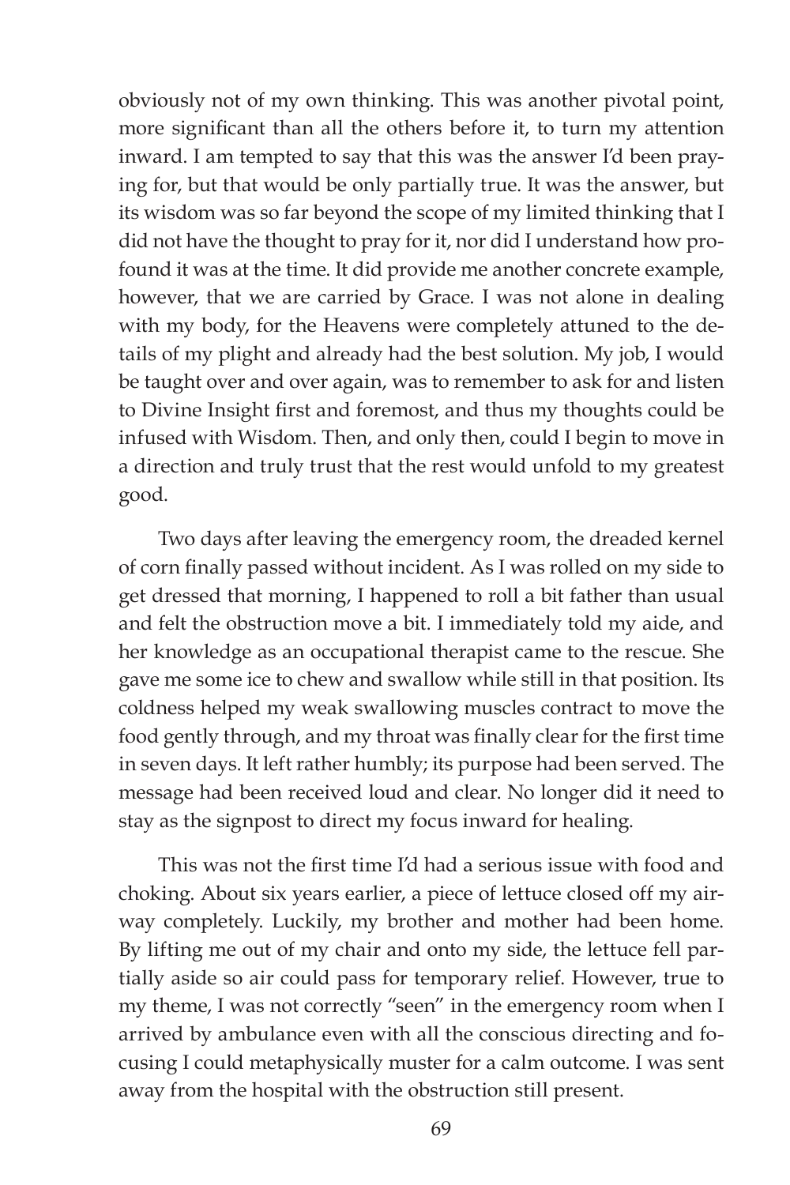obviously not of my own thinking. This was another pivotal point, more significant than all the others before it, to turn my attention inward. I am tempted to say that this was the answer I'd been praying for, but that would be only partially true. It was the answer, but its wisdom was so far beyond the scope of my limited thinking that I did not have the thought to pray for it, nor did I understand how profound it was at the time. It did provide me another concrete example, however, that we are carried by Grace. I was not alone in dealing with my body, for the Heavens were completely attuned to the details of my plight and already had the best solution. My job, I would be taught over and over again, was to remember to ask for and listen to Divine Insight first and foremost, and thus my thoughts could be infused with Wisdom. Then, and only then, could I begin to move in a direction and truly trust that the rest would unfold to my greatest good.

Two days after leaving the emergency room, the dreaded kernel of corn finally passed without incident. As I was rolled on my side to get dressed that morning, I happened to roll a bit father than usual and felt the obstruction move a bit. I immediately told my aide, and her knowledge as an occupational therapist came to the rescue. She gave me some ice to chew and swallow while still in that position. Its coldness helped my weak swallowing muscles contract to move the food gently through, and my throat was finally clear for the first time in seven days. It left rather humbly; its purpose had been served. The message had been received loud and clear. No longer did it need to stay as the signpost to direct my focus inward for healing.

This was not the first time I'd had a serious issue with food and choking. About six years earlier, a piece of lettuce closed off my airway completely. Luckily, my brother and mother had been home. By lifting me out of my chair and onto my side, the lettuce fell partially aside so air could pass for temporary relief. However, true to my theme, I was not correctly "seen" in the emergency room when I arrived by ambulance even with all the conscious directing and focusing I could metaphysically muster for a calm outcome. I was sent away from the hospital with the obstruction still present.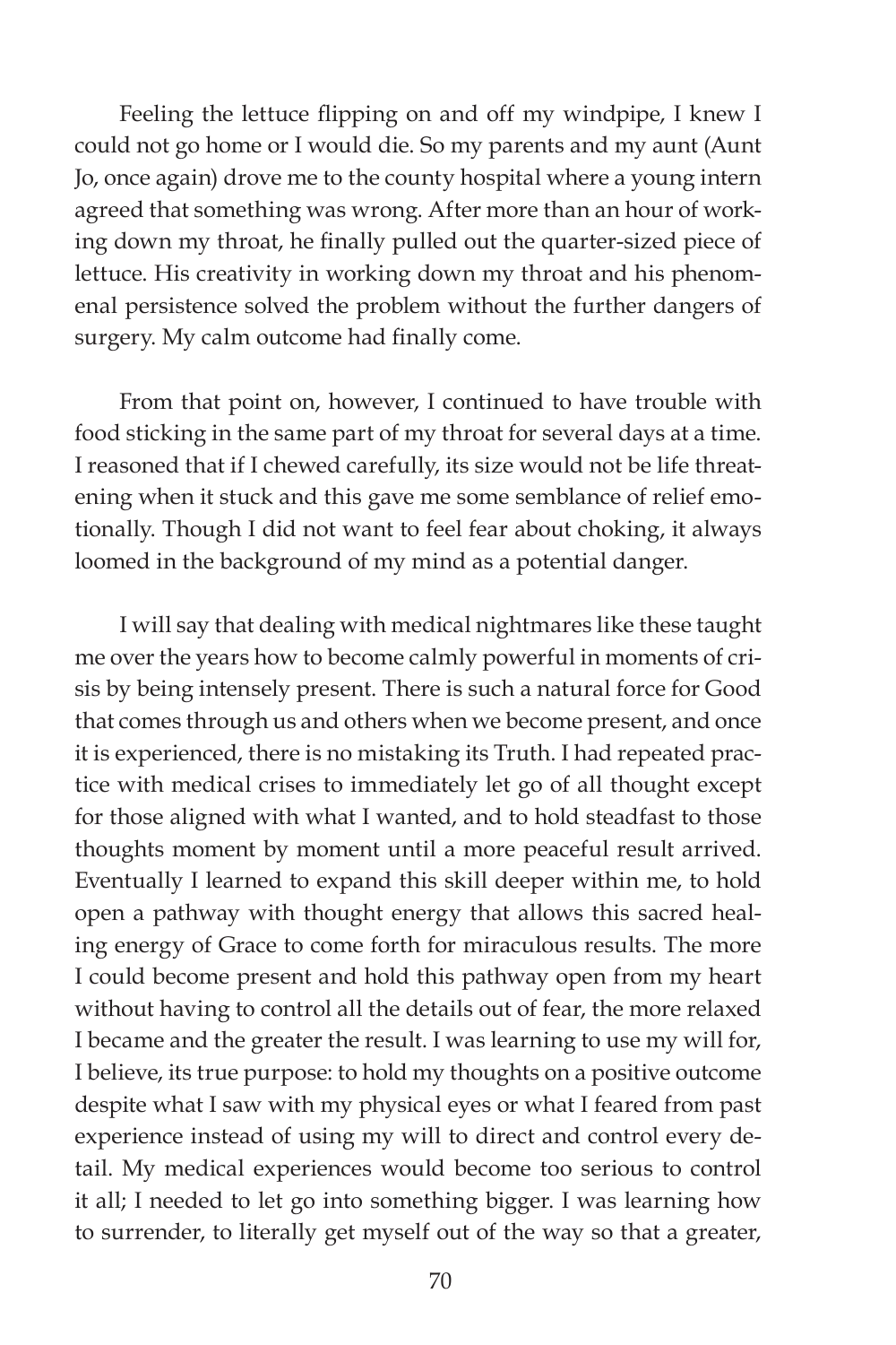Feeling the lettuce flipping on and off my windpipe, I knew I could not go home or I would die. So my parents and my aunt (Aunt Jo, once again) drove me to the county hospital where a young intern agreed that something was wrong. After more than an hour of working down my throat, he finally pulled out the quarter-sized piece of lettuce. His creativity in working down my throat and his phenomenal persistence solved the problem without the further dangers of surgery. My calm outcome had finally come.

From that point on, however, I continued to have trouble with food sticking in the same part of my throat for several days at a time. I reasoned that if I chewed carefully, its size would not be life threatening when it stuck and this gave me some semblance of relief emotionally. Though I did not want to feel fear about choking, it always loomed in the background of my mind as a potential danger.

I will say that dealing with medical nightmares like these taught me over the years how to become calmly powerful in moments of crisis by being intensely present. There is such a natural force for Good that comes through us and others when we become present, and once it is experienced, there is no mistaking its Truth. I had repeated practice with medical crises to immediately let go of all thought except for those aligned with what I wanted, and to hold steadfast to those thoughts moment by moment until a more peaceful result arrived. Eventually I learned to expand this skill deeper within me, to hold open a pathway with thought energy that allows this sacred healing energy of Grace to come forth for miraculous results. The more I could become present and hold this pathway open from my heart without having to control all the details out of fear, the more relaxed I became and the greater the result. I was learning to use my will for, I believe, its true purpose: to hold my thoughts on a positive outcome despite what I saw with my physical eyes or what I feared from past experience instead of using my will to direct and control every detail. My medical experiences would become too serious to control it all; I needed to let go into something bigger. I was learning how to surrender, to literally get myself out of the way so that a greater,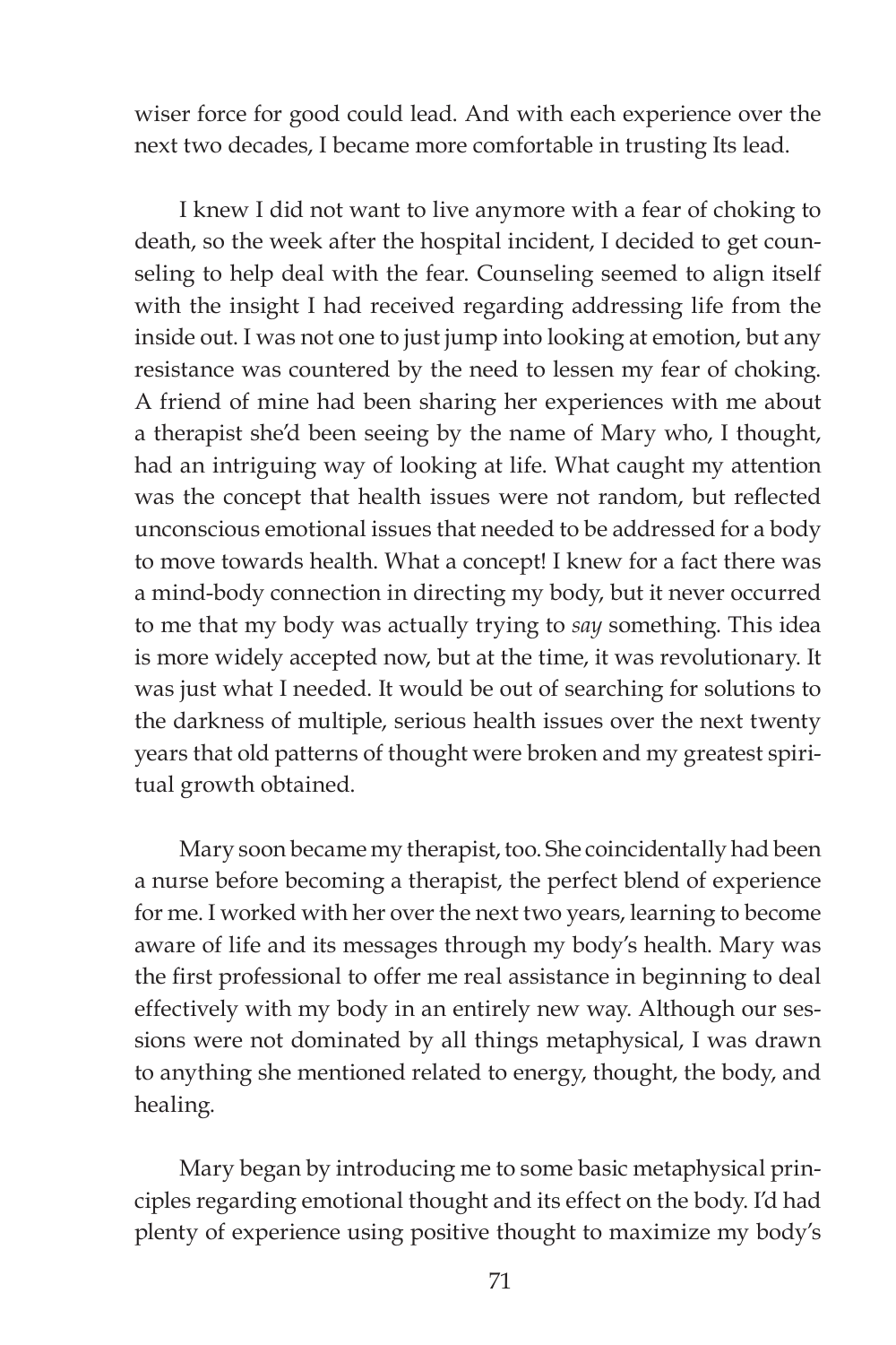wiser force for good could lead. And with each experience over the next two decades, I became more comfortable in trusting Its lead.

I knew I did not want to live anymore with a fear of choking to death, so the week after the hospital incident, I decided to get counseling to help deal with the fear. Counseling seemed to align itself with the insight I had received regarding addressing life from the inside out. I was not one to just jump into looking at emotion, but any resistance was countered by the need to lessen my fear of choking. A friend of mine had been sharing her experiences with me about a therapist she'd been seeing by the name of Mary who, I thought, had an intriguing way of looking at life. What caught my attention was the concept that health issues were not random, but reflected unconscious emotional issues that needed to be addressed for a body to move towards health. What a concept! I knew for a fact there was a mind-body connection in directing my body, but it never occurred to me that my body was actually trying to *say* something. This idea is more widely accepted now, but at the time, it was revolutionary. It was just what I needed. It would be out of searching for solutions to the darkness of multiple, serious health issues over the next twenty years that old patterns of thought were broken and my greatest spiritual growth obtained.

Mary soon became my therapist, too. She coincidentally had been a nurse before becoming a therapist, the perfect blend of experience for me. I worked with her over the next two years, learning to become aware of life and its messages through my body's health. Mary was the first professional to offer me real assistance in beginning to deal effectively with my body in an entirely new way. Although our sessions were not dominated by all things metaphysical, I was drawn to anything she mentioned related to energy, thought, the body, and healing.

Mary began by introducing me to some basic metaphysical principles regarding emotional thought and its effect on the body. I'd had plenty of experience using positive thought to maximize my body's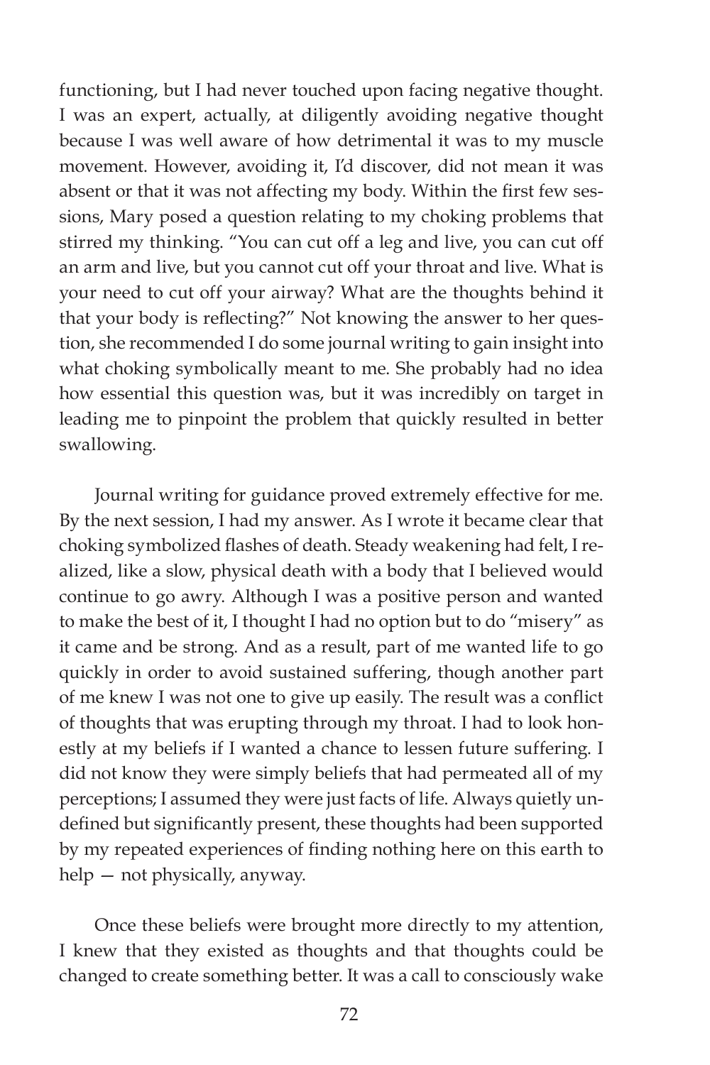functioning, but I had never touched upon facing negative thought. I was an expert, actually, at diligently avoiding negative thought because I was well aware of how detrimental it was to my muscle movement. However, avoiding it, I'd discover, did not mean it was absent or that it was not affecting my body. Within the first few sessions, Mary posed a question relating to my choking problems that stirred my thinking. "You can cut off a leg and live, you can cut off an arm and live, but you cannot cut off your throat and live. What is your need to cut off your airway? What are the thoughts behind it that your body is reflecting?" Not knowing the answer to her question, she recommended I do some journal writing to gain insight into what choking symbolically meant to me. She probably had no idea how essential this question was, but it was incredibly on target in leading me to pinpoint the problem that quickly resulted in better swallowing.

Journal writing for guidance proved extremely effective for me. By the next session, I had my answer. As I wrote it became clear that choking symbolized flashes of death. Steady weakening had felt, I realized, like a slow, physical death with a body that I believed would continue to go awry. Although I was a positive person and wanted to make the best of it, I thought I had no option but to do "misery" as it came and be strong. And as a result, part of me wanted life to go quickly in order to avoid sustained suffering, though another part of me knew I was not one to give up easily. The result was a conflict of thoughts that was erupting through my throat. I had to look honestly at my beliefs if I wanted a chance to lessen future suffering. I did not know they were simply beliefs that had permeated all of my perceptions; I assumed they were just facts of life. Always quietly undefined but significantly present, these thoughts had been supported by my repeated experiences of finding nothing here on this earth to help — not physically, anyway.

Once these beliefs were brought more directly to my attention, I knew that they existed as thoughts and that thoughts could be changed to create something better. It was a call to consciously wake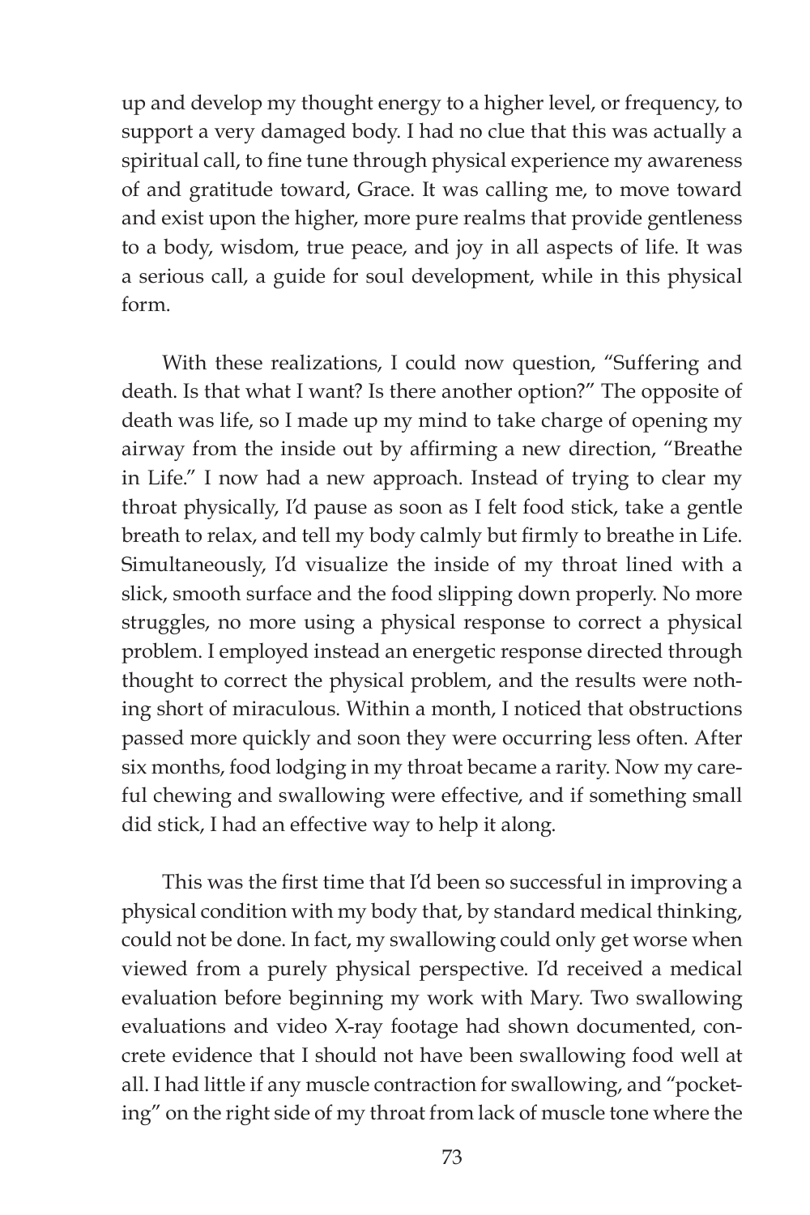up and develop my thought energy to a higher level, or frequency, to support a very damaged body. I had no clue that this was actually a spiritual call, to fine tune through physical experience my awareness of and gratitude toward, Grace. It was calling me, to move toward and exist upon the higher, more pure realms that provide gentleness to a body, wisdom, true peace, and joy in all aspects of life. It was a serious call, a guide for soul development, while in this physical form.

With these realizations, I could now question, "Suffering and death. Is that what I want? Is there another option?" The opposite of death was life, so I made up my mind to take charge of opening my airway from the inside out by affirming a new direction, "Breathe in Life." I now had a new approach. Instead of trying to clear my throat physically, I'd pause as soon as I felt food stick, take a gentle breath to relax, and tell my body calmly but firmly to breathe in Life. Simultaneously, I'd visualize the inside of my throat lined with a slick, smooth surface and the food slipping down properly. No more struggles, no more using a physical response to correct a physical problem. I employed instead an energetic response directed through thought to correct the physical problem, and the results were nothing short of miraculous. Within a month, I noticed that obstructions passed more quickly and soon they were occurring less often. After six months, food lodging in my throat became a rarity. Now my careful chewing and swallowing were effective, and if something small did stick, I had an effective way to help it along.

This was the first time that I'd been so successful in improving a physical condition with my body that, by standard medical thinking, could not be done. In fact, my swallowing could only get worse when viewed from a purely physical perspective. I'd received a medical evaluation before beginning my work with Mary. Two swallowing evaluations and video X-ray footage had shown documented, concrete evidence that I should not have been swallowing food well at all. I had little if any muscle contraction for swallowing, and "pocketing" on the right side of my throat from lack of muscle tone where the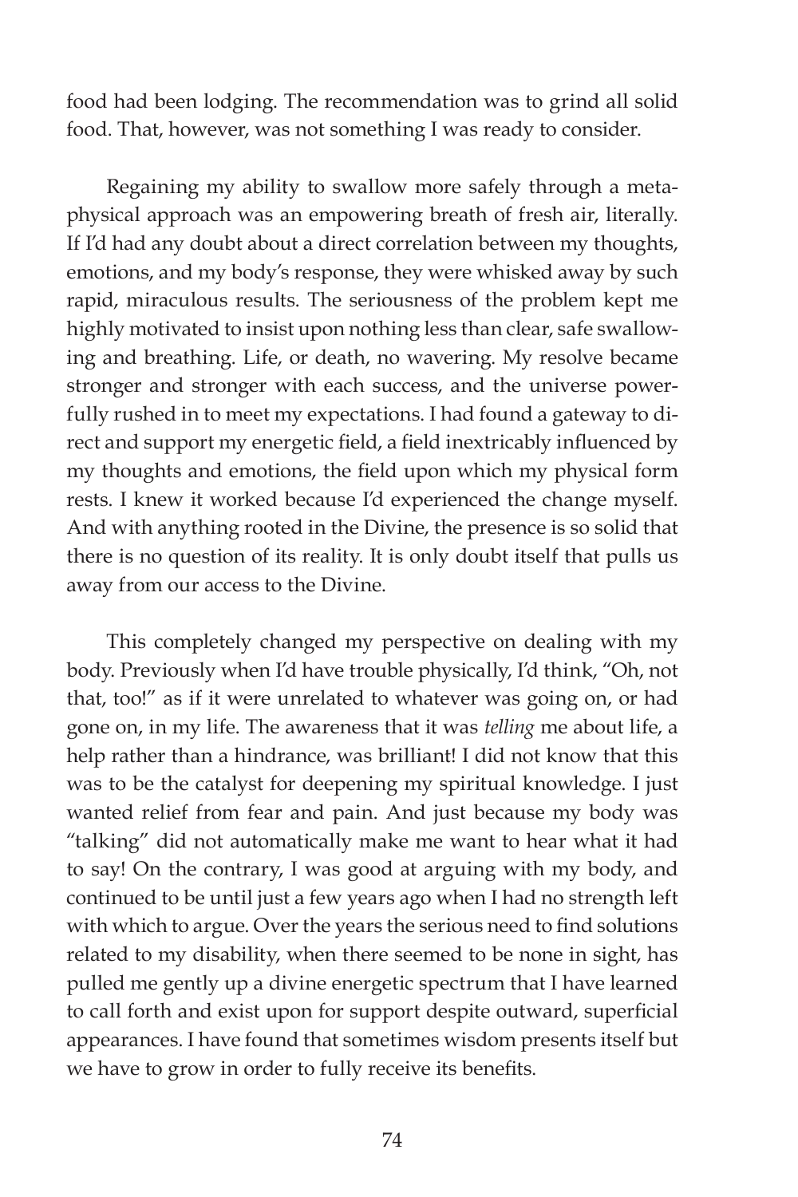food had been lodging. The recommendation was to grind all solid food. That, however, was not something I was ready to consider.

Regaining my ability to swallow more safely through a metaphysical approach was an empowering breath of fresh air, literally. If I'd had any doubt about a direct correlation between my thoughts, emotions, and my body's response, they were whisked away by such rapid, miraculous results. The seriousness of the problem kept me highly motivated to insist upon nothing less than clear, safe swallowing and breathing. Life, or death, no wavering. My resolve became stronger and stronger with each success, and the universe powerfully rushed in to meet my expectations. I had found a gateway to direct and support my energetic field, a field inextricably influenced by my thoughts and emotions, the field upon which my physical form rests. I knew it worked because I'd experienced the change myself. And with anything rooted in the Divine, the presence is so solid that there is no question of its reality. It is only doubt itself that pulls us away from our access to the Divine.

This completely changed my perspective on dealing with my body. Previously when I'd have trouble physically, I'd think, "Oh, not that, too!" as if it were unrelated to whatever was going on, or had gone on, in my life. The awareness that it was *telling* me about life, a help rather than a hindrance, was brilliant! I did not know that this was to be the catalyst for deepening my spiritual knowledge. I just wanted relief from fear and pain. And just because my body was "talking" did not automatically make me want to hear what it had to say! On the contrary, I was good at arguing with my body, and continued to be until just a few years ago when I had no strength left with which to argue. Over the years the serious need to find solutions related to my disability, when there seemed to be none in sight, has pulled me gently up a divine energetic spectrum that I have learned to call forth and exist upon for support despite outward, superficial appearances. I have found that sometimes wisdom presents itself but we have to grow in order to fully receive its benefits.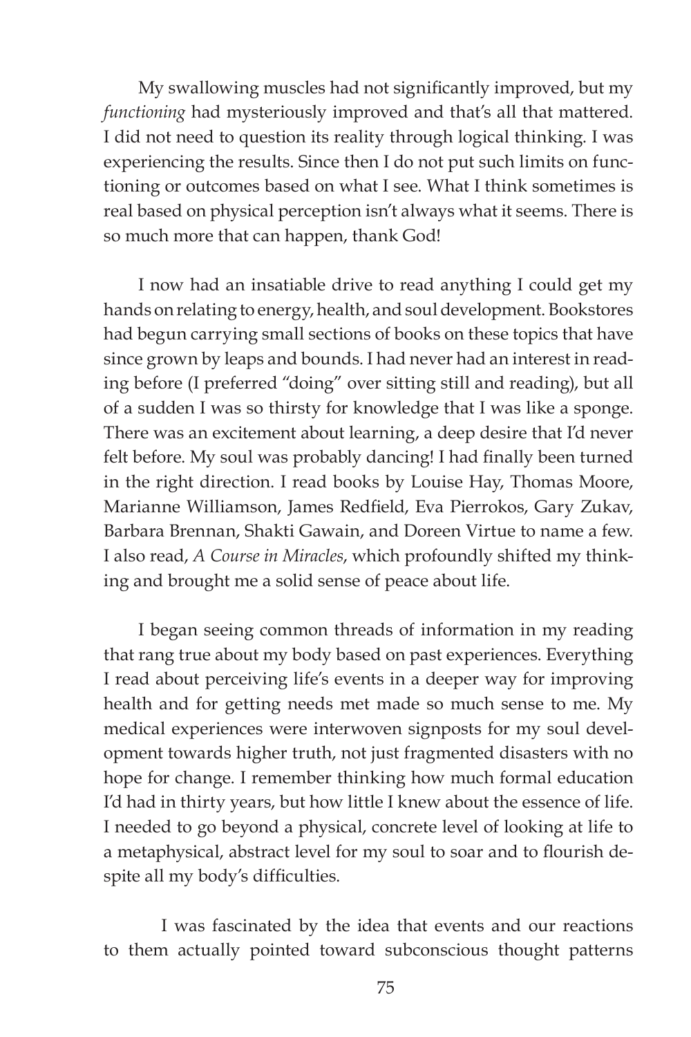My swallowing muscles had not significantly improved, but my *functioning* had mysteriously improved and that's all that mattered. I did not need to question its reality through logical thinking. I was experiencing the results. Since then I do not put such limits on functioning or outcomes based on what I see. What I think sometimes is real based on physical perception isn't always what it seems. There is so much more that can happen, thank God!

I now had an insatiable drive to read anything I could get my hands on relating to energy, health, and soul development. Bookstores had begun carrying small sections of books on these topics that have since grown by leaps and bounds. I had never had an interest in reading before (I preferred "doing" over sitting still and reading), but all of a sudden I was so thirsty for knowledge that I was like a sponge. There was an excitement about learning, a deep desire that I'd never felt before. My soul was probably dancing! I had finally been turned in the right direction. I read books by Louise Hay, Thomas Moore, Marianne Williamson, James Redfield, Eva Pierrokos, Gary Zukav, Barbara Brennan, Shakti Gawain, and Doreen Virtue to name a few. I also read, *A Course in Miracles*, which profoundly shifted my thinking and brought me a solid sense of peace about life.

I began seeing common threads of information in my reading that rang true about my body based on past experiences. Everything I read about perceiving life's events in a deeper way for improving health and for getting needs met made so much sense to me. My medical experiences were interwoven signposts for my soul development towards higher truth, not just fragmented disasters with no hope for change. I remember thinking how much formal education I'd had in thirty years, but how little I knew about the essence of life. I needed to go beyond a physical, concrete level of looking at life to a metaphysical, abstract level for my soul to soar and to flourish despite all my body's difficulties.

I was fascinated by the idea that events and our reactions to them actually pointed toward subconscious thought patterns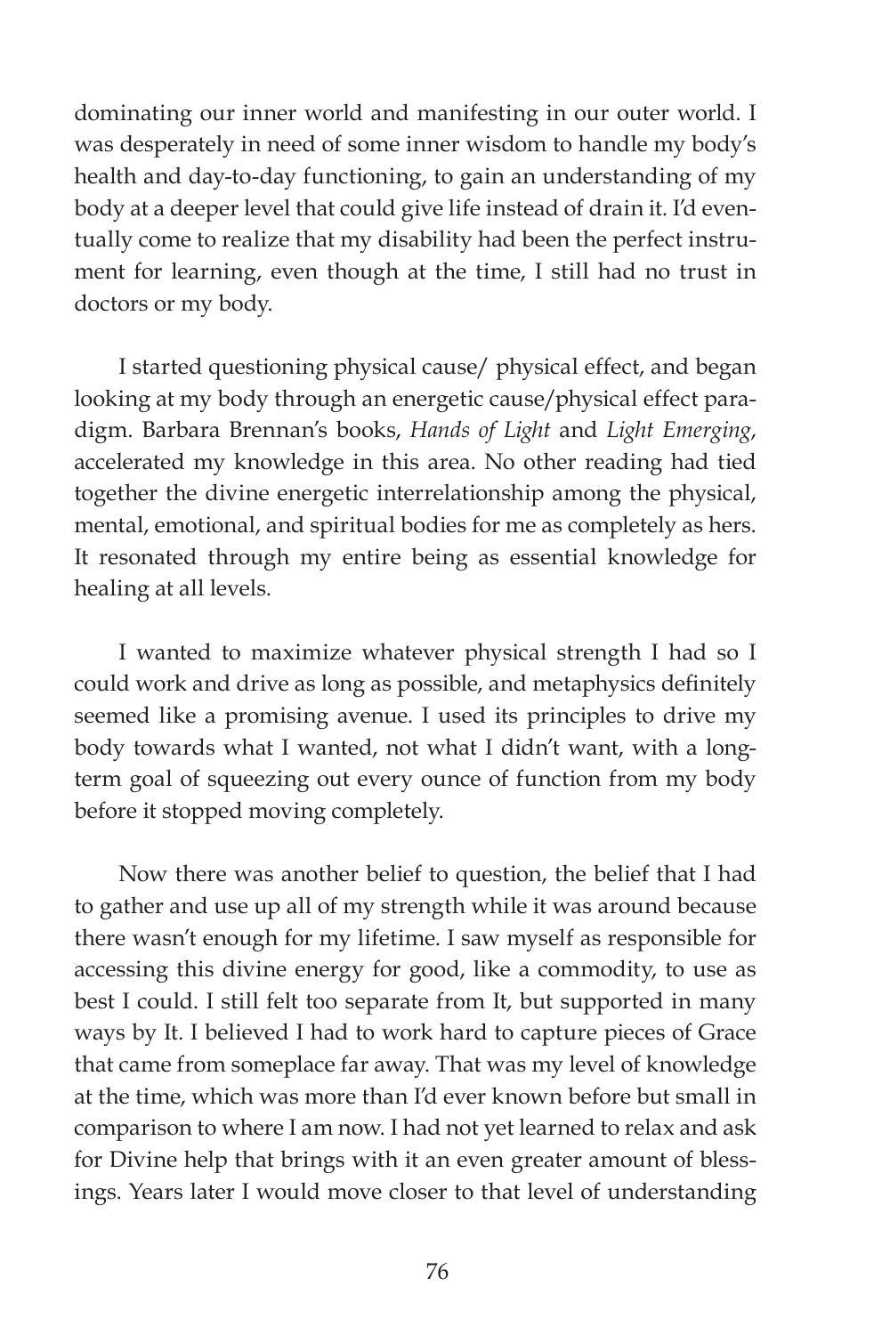dominating our inner world and manifesting in our outer world. I was desperately in need of some inner wisdom to handle my body's health and day-to-day functioning, to gain an understanding of my body at a deeper level that could give life instead of drain it. I'd eventually come to realize that my disability had been the perfect instrument for learning, even though at the time, I still had no trust in doctors or my body.

I started questioning physical cause/ physical effect, and began looking at my body through an energetic cause/physical effect paradigm. Barbara Brennan's books, *Hands of Light* and *Light Emerging*, accelerated my knowledge in this area. No other reading had tied together the divine energetic interrelationship among the physical, mental, emotional, and spiritual bodies for me as completely as hers. It resonated through my entire being as essential knowledge for healing at all levels.

I wanted to maximize whatever physical strength I had so I could work and drive as long as possible, and metaphysics definitely seemed like a promising avenue. I used its principles to drive my body towards what I wanted, not what I didn't want, with a long-term goal of squeezing out every ounce of function from my body before it stopped moving completely.

Now there was another belief to question, the belief that I had to gather and use up all of my strength while it was around because there wasn't enough for my lifetime. I saw myself as responsible for accessing this divine energy for good, like a commodity, to use as best I could. I still felt too separate from It, but supported in many ways by It. I believed I had to work hard to capture pieces of Grace that came from someplace far away. That was my level of knowledge at the time, which was more than I'd ever known before but small in comparison to where I am now. I had not yet learned to relax and ask for Divine help that brings with it an even greater amount of blessings. Years later I would move closer to that level of understanding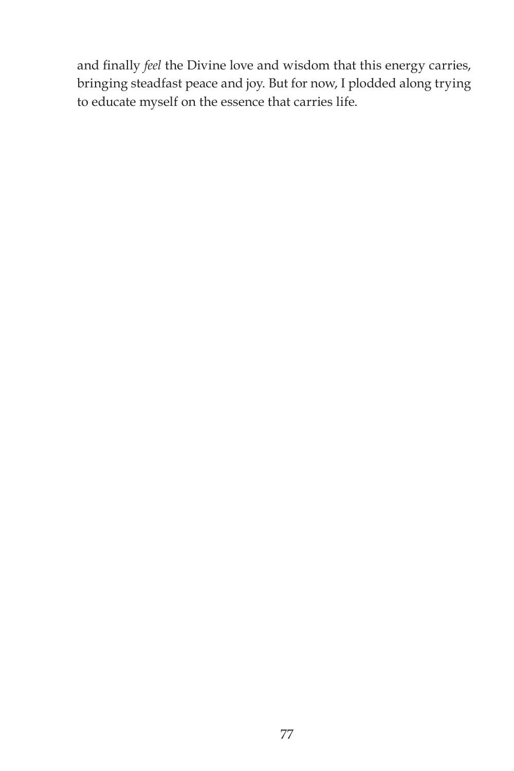and finally *feel* the Divine love and wisdom that this energy carries, bringing steadfast peace and joy. But for now, I plodded along trying to educate myself on the essence that carries life.